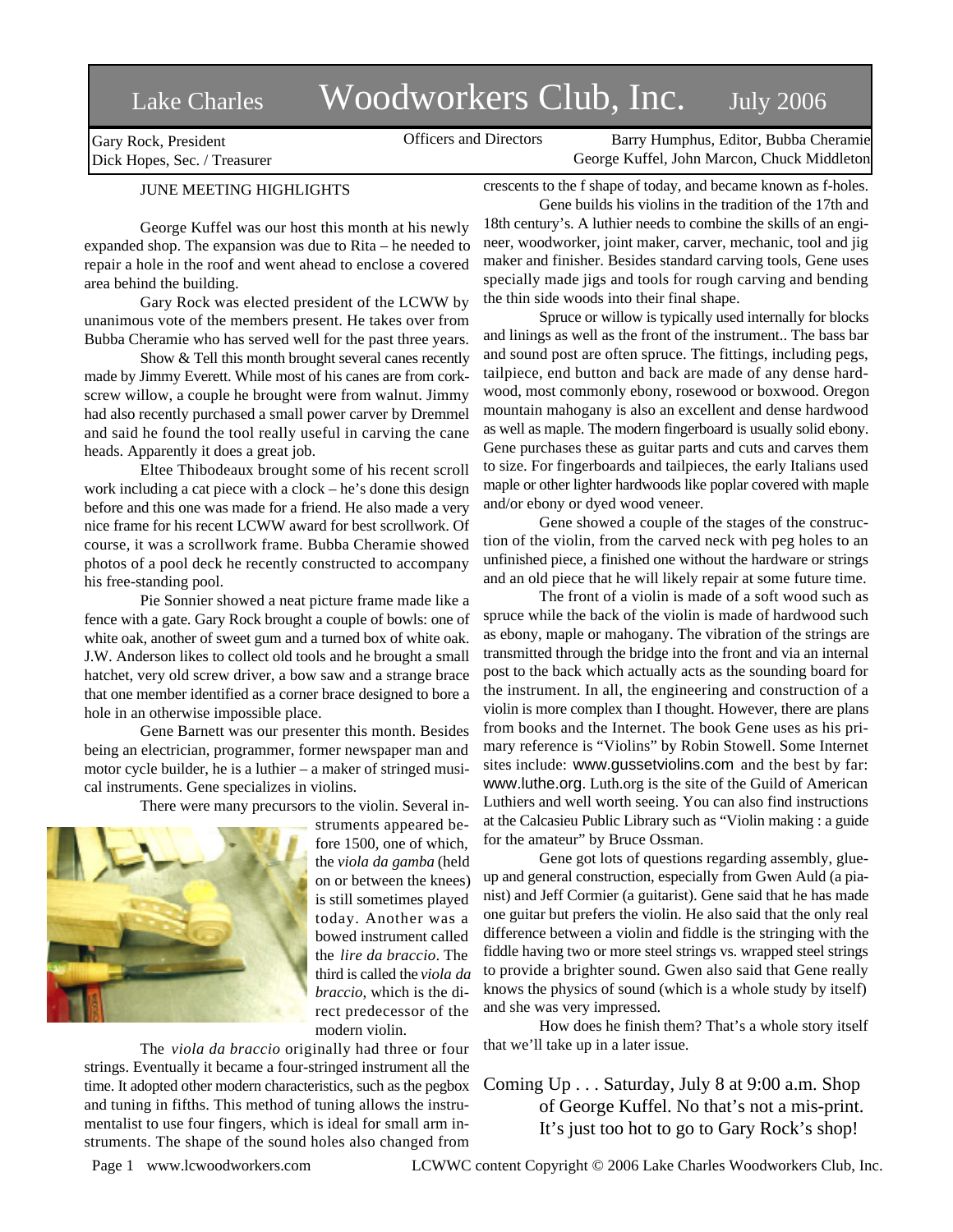# Lake Charles Woodworkers Club, Inc. July 2006

Gary Rock, President
Dick Hopes, Sec. / Treasurer

Officers and Directors

Barry Humphus, Editor, Bubba Cheramie
George Kuffel, John Marcon, Chuck Middleton

## JUNE MEETING HIGHLIGHTS

George Kuffel was our host this month at his newly expanded shop. The expansion was due to Rita – he needed to repair a hole in the roof and went ahead to enclose a covered area behind the building.

Gary Rock was elected president of the LCWW by unanimous vote of the members present. He takes over from Bubba Cheramie who has served well for the past three years.

Show & Tell this month brought several canes recently made by Jimmy Everett. While most of his canes are from cork-screw willow, a couple he brought were from walnut. Jimmy had also recently purchased a small power carver by Dremmel and said he found the tool really useful in carving the cane heads. Apparently it does a great job.

Eltee Thibodeaux brought some of his recent scroll work including a cat piece with a clock – he's done this design before and this one was made for a friend. He also made a very nice frame for his recent LCWW award for best scrollwork. Of course, it was a scrollwork frame. Bubba Cheramie showed photos of a pool deck he recently constructed to accompany his free-standing pool.

Pie Sonnier showed a neat picture frame made like a fence with a gate. Gary Rock brought a couple of bowls: one of white oak, another of sweet gum and a turned box of white oak. J.W. Anderson likes to collect old tools and he brought a small hatchet, very old screw driver, a bow saw and a strange brace that one member identified as a corner brace designed to bore a hole in an otherwise impossible place.

Gene Barnett was our presenter this month. Besides being an electrician, programmer, former newspaper man and motor cycle builder, he is a luthier – a maker of stringed musical instruments. Gene specializes in violins.

There were many precursors to the violin. Several instruments appeared before 1500, one of which, the *viola da gamba* (held on or between the knees) is still sometimes played today. Another was a bowed instrument called the *lire da braccio*. The third is called the *viola da braccio*, which is the direct predecessor of the modern violin.

The *viola da braccio* originally had three or four strings. Eventually it became a four-stringed instrument all the time. It adopted other modern characteristics, such as the pegbox and tuning in fifths. This method of tuning allows the instrumentalist to use four fingers, which is ideal for small arm instruments. The shape of the sound holes also changed from crescents to the f shape of today, and became known as f-holes.

Gene builds his violins in the tradition of the 17th and 18th century's. A luthier needs to combine the skills of an engineer, woodworker, joint maker, carver, mechanic, tool and jig maker and finisher. Besides standard carving tools, Gene uses specially made jigs and tools for rough carving and bending the thin side woods into their final shape.

Spruce or willow is typically used internally for blocks and linings as well as the front of the instrument.. The bass bar and sound post are often spruce. The fittings, including pegs, tailpiece, end button and back are made of any dense hardwood, most commonly ebony, rosewood or boxwood. Oregon mountain mahogany is also an excellent and dense hardwood as well as maple. The modern fingerboard is usually solid ebony. Gene purchases these as guitar parts and cuts and carves them to size. For fingerboards and tailpieces, the early Italians used maple or other lighter hardwoods like poplar covered with maple and/or ebony or dyed wood veneer.

Gene showed a couple of the stages of the construction of the violin, from the carved neck with peg holes to an unfinished piece, a finished one without the hardware or strings and an old piece that he will likely repair at some future time.

The front of a violin is made of a soft wood such as spruce while the back of the violin is made of hardwood such as ebony, maple or mahogany. The vibration of the strings are transmitted through the bridge into the front and via an internal post to the back which actually acts as the sounding board for the instrument. In all, the engineering and construction of a violin is more complex than I thought. However, there are plans from books and the Internet. The book Gene uses as his primary reference is "Violins" by Robin Stowell. Some Internet sites include: www.gussetviolins.com and the best by far: www.luthe.org. Luth.org is the site of the Guild of American Luthiers and well worth seeing. You can also find instructions at the Calcasieu Public Library such as "Violin making : a guide for the amateur" by Bruce Ossman.

Gene got lots of questions regarding assembly, glue-up and general construction, especially from Gwen Auld (a pianist) and Jeff Cormier (a guitarist). Gene said that he has made one guitar but prefers the violin. He also said that the only real difference between a violin and fiddle is the stringing with the fiddle having two or more steel strings vs. wrapped steel strings to provide a brighter sound. Gwen also said that Gene really knows the physics of sound (which is a whole study by itself) and she was very impressed.

How does he finish them? That's a whole story itself that we'll take up in a later issue.

Coming Up . . . Saturday, July 8 at 9:00 a.m. Shop of George Kuffel. No that's not a mis-print. It's just too hot to go to Gary Rock's shop!

www.lcwoodworkers.com LCWWC content Copyright © 2006 Lake Charles Woodworkers Club, Inc.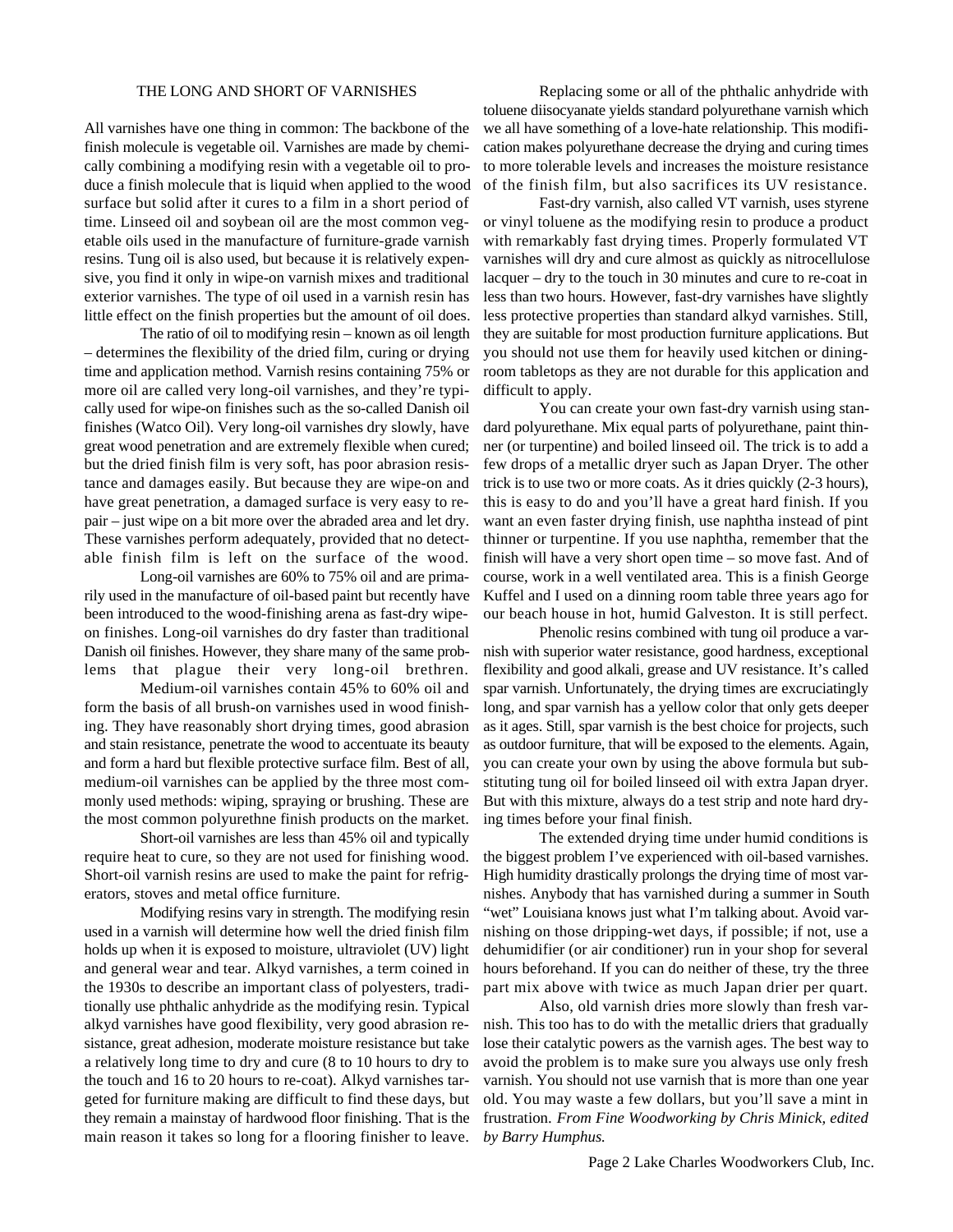## THE LONG AND SHORT OF VARNISHES

All varnishes have one thing in common: The backbone of the finish molecule is vegetable oil. Varnishes are made by chemically combining a modifying resin with a vegetable oil to produce a finish molecule that is liquid when applied to the wood surface but solid after it cures to a film in a short period of time. Linseed oil and soybean oil are the most common vegetable oils used in the manufacture of furniture-grade varnish resins. Tung oil is also used, but because it is relatively expensive, you find it only in wipe-on varnish mixes and traditional exterior varnishes. The type of oil used in a varnish resin has little effect on the finish properties but the amount of oil does.

The ratio of oil to modifying resin – known as oil length – determines the flexibility of the dried film, curing or drying time and application method. Varnish resins containing 75% or more oil are called very long-oil varnishes, and they're typically used for wipe-on finishes such as the so-called Danish oil finishes (Watco Oil). Very long-oil varnishes dry slowly, have great wood penetration and are extremely flexible when cured; but the dried finish film is very soft, has poor abrasion resistance and damages easily. But because they are wipe-on and have great penetration, a damaged surface is very easy to repair – just wipe on a bit more over the abraded area and let dry. These varnishes perform adequately, provided that no detectable finish film is left on the surface of the wood.

Long-oil varnishes are 60% to 75% oil and are primarily used in the manufacture of oil-based paint but recently have been introduced to the wood-finishing arena as fast-dry wipe-on finishes. Long-oil varnishes do dry faster than traditional Danish oil finishes. However, they share many of the same problems that plague their very long-oil brethren.

Medium-oil varnishes contain 45% to 60% oil and form the basis of all brush-on varnishes used in wood finishing. They have reasonably short drying times, good abrasion and stain resistance, penetrate the wood to accentuate its beauty and form a hard but flexible protective surface film. Best of all, medium-oil varnishes can be applied by the three most commonly used methods: wiping, spraying or brushing. These are the most common polyurethne finish products on the market.

Short-oil varnishes are less than 45% oil and typically require heat to cure, so they are not used for finishing wood. Short-oil varnish resins are used to make the paint for refrigerators, stoves and metal office furniture.

Modifying resins vary in strength. The modifying resin used in a varnish will determine how well the dried finish film holds up when it is exposed to moisture, ultraviolet (UV) light and general wear and tear. Alkyd varnishes, a term coined in the 1930s to describe an important class of polyesters, traditionally use phthalic anhydride as the modifying resin. Typical alkyd varnishes have good flexibility, very good abrasion resistance, great adhesion, moderate moisture resistance but take a relatively long time to dry and cure (8 to 10 hours to dry to the touch and 16 to 20 hours to re-coat). Alkyd varnishes targeted for furniture making are difficult to find these days, but they remain a mainstay of hardwood floor finishing. That is the main reason it takes so long for a flooring finisher to leave.

Replacing some or all of the phthalic anhydride with toluene diisocyanate yields standard polyurethane varnish which we all have something of a love-hate relationship. This modification makes polyurethane decrease the drying and curing times to more tolerable levels and increases the moisture resistance of the finish film, but also sacrifices its UV resistance.

Fast-dry varnish, also called VT varnish, uses styrene or vinyl toluene as the modifying resin to produce a product with remarkably fast drying times. Properly formulated VT varnishes will dry and cure almost as quickly as nitrocellulose lacquer – dry to the touch in 30 minutes and cure to re-coat in less than two hours. However, fast-dry varnishes have slightly less protective properties than standard alkyd varnishes. Still, they are suitable for most production furniture applications. But you should not use them for heavily used kitchen or dining-room tabletops as they are not durable for this application and difficult to apply.

You can create your own fast-dry varnish using standard polyurethane. Mix equal parts of polyurethane, paint thinner (or turpentine) and boiled linseed oil. The trick is to add a few drops of a metallic dryer such as Japan Dryer. The other trick is to use two or more coats. As it dries quickly (2-3 hours), this is easy to do and you'll have a great hard finish. If you want an even faster drying finish, use naphtha instead of pint thinner or turpentine. If you use naphtha, remember that the finish will have a very short open time – so move fast. And of course, work in a well ventilated area. This is a finish George Kuffel and I used on a dinning room table three years ago for our beach house in hot, humid Galveston. It is still perfect.

Phenolic resins combined with tung oil produce a varnish with superior water resistance, good hardness, exceptional flexibility and good alkali, grease and UV resistance. It's called spar varnish. Unfortunately, the drying times are excruciatingly long, and spar varnish has a yellow color that only gets deeper as it ages. Still, spar varnish is the best choice for projects, such as outdoor furniture, that will be exposed to the elements. Again, you can create your own by using the above formula but substituting tung oil for boiled linseed oil with extra Japan dryer. But with this mixture, always do a test strip and note hard drying times before your final finish.

The extended drying time under humid conditions is the biggest problem I've experienced with oil-based varnishes. High humidity drastically prolongs the drying time of most varnishes. Anybody that has varnished during a summer in South "wet" Louisiana knows just what I'm talking about. Avoid varnishing on those dripping-wet days, if possible; if not, use a dehumidifier (or air conditioner) run in your shop for several hours beforehand. If you can do neither of these, try the three part mix above with twice as much Japan drier per quart.

Also, old varnish dries more slowly than fresh varnish. This too has to do with the metallic driers that gradually lose their catalytic powers as the varnish ages. The best way to avoid the problem is to make sure you always use only fresh varnish. You should not use varnish that is more than one year old. You may waste a few dollars, but you'll save a mint in frustration. *From Fine Woodworking by Chris Minick, edited by Barry Humphus.*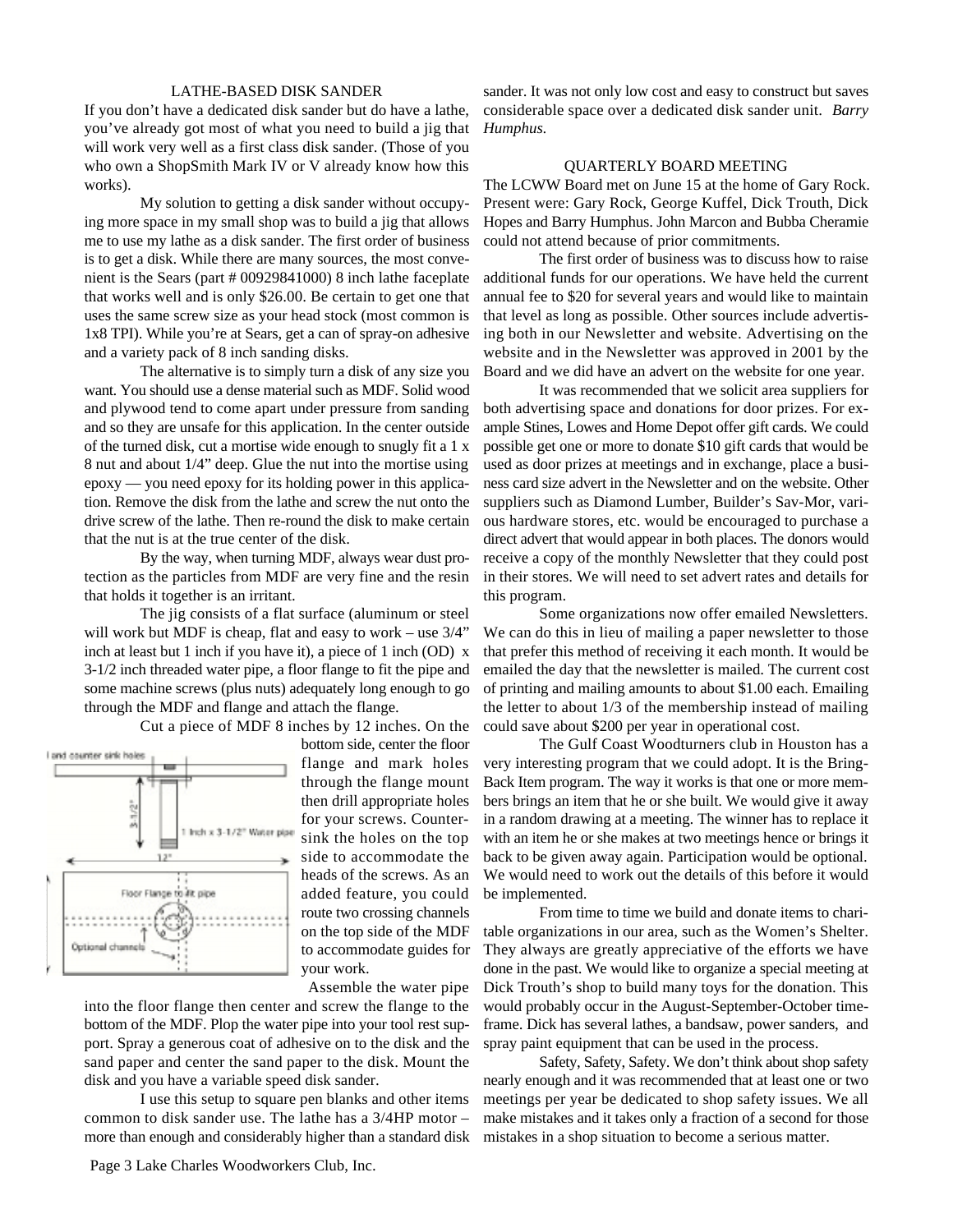## LATHE-BASED DISK SANDER

If you don't have a dedicated disk sander but do have a lathe, you've already got most of what you need to build a jig that will work very well as a first class disk sander. (Those of you who own a ShopSmith Mark IV or V already know how this works).

My solution to getting a disk sander without occupying more space in my small shop was to build a jig that allows me to use my lathe as a disk sander. The first order of business is to get a disk. While there are many sources, the most convenient is the Sears (part # 00929841000) 8 inch lathe faceplate that works well and is only $26.00. Be certain to get one that uses the same screw size as your head stock (most common is 1x8 TPI). While you're at Sears, get a can of spray-on adhesive and a variety pack of 8 inch sanding disks.

The alternative is to simply turn a disk of any size you want. You should use a dense material such as MDF. Solid wood and plywood tend to come apart under pressure from sanding and so they are unsafe for this application. In the center outside of the turned disk, cut a mortise wide enough to snugly fit a 1 x 8 nut and about 1/4" deep. Glue the nut into the mortise using epoxy — you need epoxy for its holding power in this application. Remove the disk from the lathe and screw the nut onto the drive screw of the lathe. Then re-round the disk to make certain that the nut is at the true center of the disk.

By the way, when turning MDF, always wear dust protection as the particles from MDF are very fine and the resin that holds it together is an irritant.

The jig consists of a flat surface (aluminum or steel will work but MDF is cheap, flat and easy to work – use 3/4" inch at least but 1 inch if you have it), a piece of 1 inch (OD) x 3-1/2 inch threaded water pipe, a floor flange to fit the pipe and some machine screws (plus nuts) adequately long enough to go through the MDF and flange and attach the flange.

Cut a piece of MDF 8 inches by 12 inches. On the bottom side, center the floor flange and mark holes through the flange mount then drill appropriate holes for your screws. Countersink the holes on the top side to accommodate the heads of the screws. As an added feature, you could route two crossing channels on the top side of the MDF to accommodate guides for your work.

Assemble the water pipe into the floor flange then center and screw the flange to the bottom of the MDF. Plop the water pipe into your tool rest support. Spray a generous coat of adhesive on to the disk and the sand paper and center the sand paper to the disk. Mount the disk and you have a variable speed disk sander.

I use this setup to square pen blanks and other items common to disk sander use. The lathe has a 3/4HP motor – more than enough and considerably higher than a standard disk sander. It was not only low cost and easy to construct but saves considerable space over a dedicated disk sander unit. *Barry Humphus.*

## QUARTERLY BOARD MEETING

The LCWW Board met on June 15 at the home of Gary Rock. Present were: Gary Rock, George Kuffel, Dick Trouth, Dick Hopes and Barry Humphus. John Marcon and Bubba Cheramie could not attend because of prior commitments.

The first order of business was to discuss how to raise additional funds for our operations. We have held the current annual fee to $20 for several years and would like to maintain that level as long as possible. Other sources include advertising both in our Newsletter and website. Advertising on the website and in the Newsletter was approved in 2001 by the Board and we did have an advert on the website for one year.

It was recommended that we solicit area suppliers for both advertising space and donations for door prizes. For example Stines, Lowes and Home Depot offer gift cards. We could possible get one or more to donate $10 gift cards that would be used as door prizes at meetings and in exchange, place a business card size advert in the Newsletter and on the website. Other suppliers such as Diamond Lumber, Builder's Sav-Mor, various hardware stores, etc. would be encouraged to purchase a direct advert that would appear in both places. The donors would receive a copy of the monthly Newsletter that they could post in their stores. We will need to set advert rates and details for this program.

Some organizations now offer emailed Newsletters. We can do this in lieu of mailing a paper newsletter to those that prefer this method of receiving it each month. It would be emailed the day that the newsletter is mailed. The current cost of printing and mailing amounts to about $1.00 each. Emailing the letter to about 1/3 of the membership instead of mailing could save about $200 per year in operational cost.

The Gulf Coast Woodturners club in Houston has a very interesting program that we could adopt. It is the Bring-Back Item program. The way it works is that one or more members brings an item that he or she built. We would give it away in a random drawing at a meeting. The winner has to replace it with an item he or she makes at two meetings hence or brings it back to be given away again. Participation would be optional. We would need to work out the details of this before it would be implemented.

From time to time we build and donate items to charitable organizations in our area, such as the Women's Shelter. They always are greatly appreciative of the efforts we have done in the past. We would like to organize a special meeting at Dick Trouth's shop to build many toys for the donation. This would probably occur in the August-September-October timeframe. Dick has several lathes, a bandsaw, power sanders, and spray paint equipment that can be used in the process.

Safety, Safety, Safety. We don't think about shop safety nearly enough and it was recommended that at least one or two meetings per year be dedicated to shop safety issues. We all make mistakes and it takes only a fraction of a second for those mistakes in a shop situation to become a serious matter.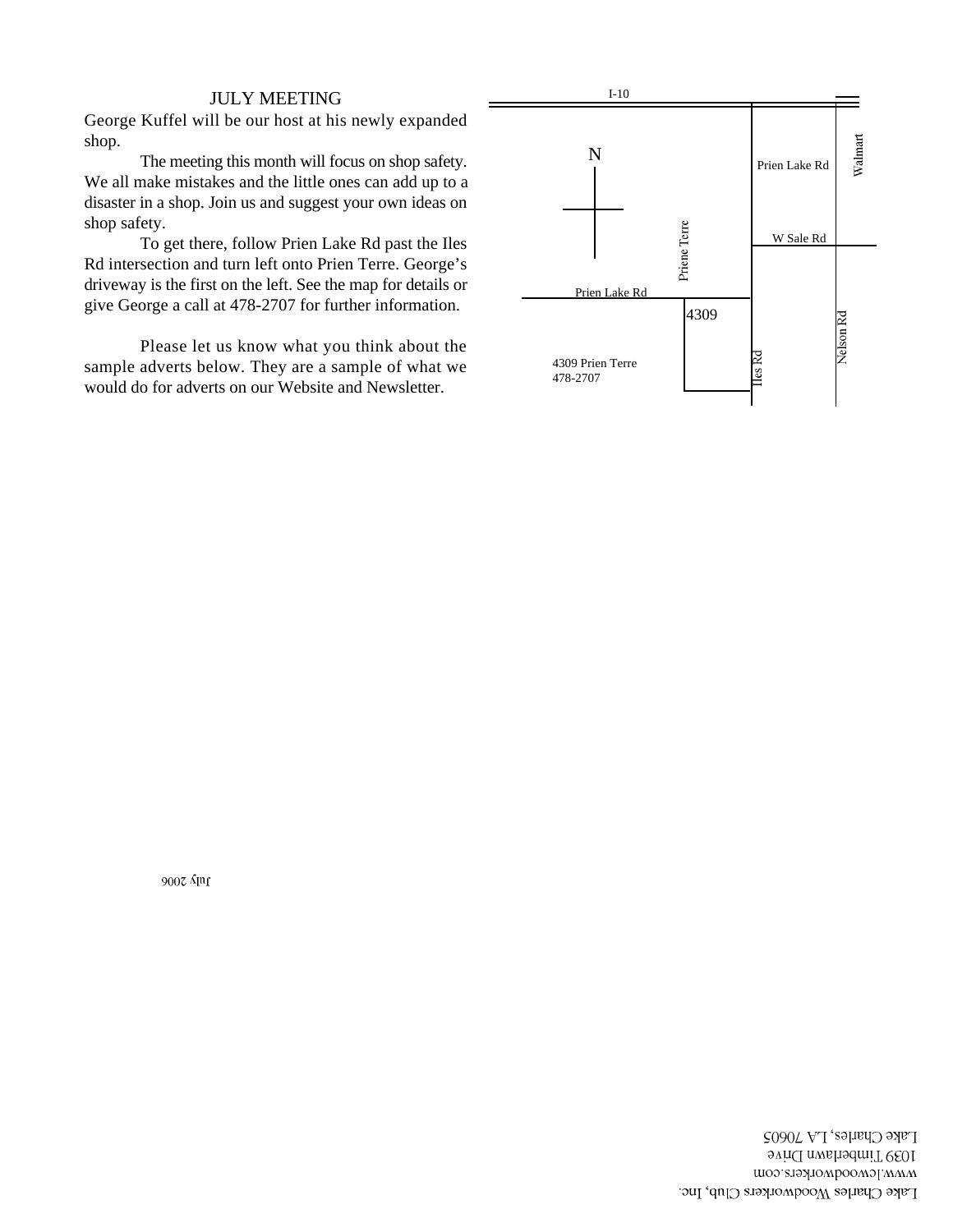## JULY MEETING

George Kuffel will be our host at his newly expanded shop.

The meeting this month will focus on shop safety. We all make mistakes and the little ones can add up to a disaster in a shop. Join us and suggest your own ideas on shop safety.

To get there, follow Prien Lake Rd past the Iles Rd intersection and turn left onto Prien Terre. George's driveway is the first on the left. See the map for details or give George a call at 478-2707 for further information.

Please let us know what you think about the sample adverts below. They are a sample of what we would do for adverts on our Website and Newsletter.

I-10
N
Prien Lake Rd
Walmart
Priene Terre
W Sale Rd
Prien Lake Rd
4309
Nelson Rd
Iles Rd
4309 Prien Terre
478-2707

July 2006

Lake Charles Woodworkers Club, Inc.
www.lcwoodworkers.com
1039 Timberlawn Drive
Lake Charles, LA 70605